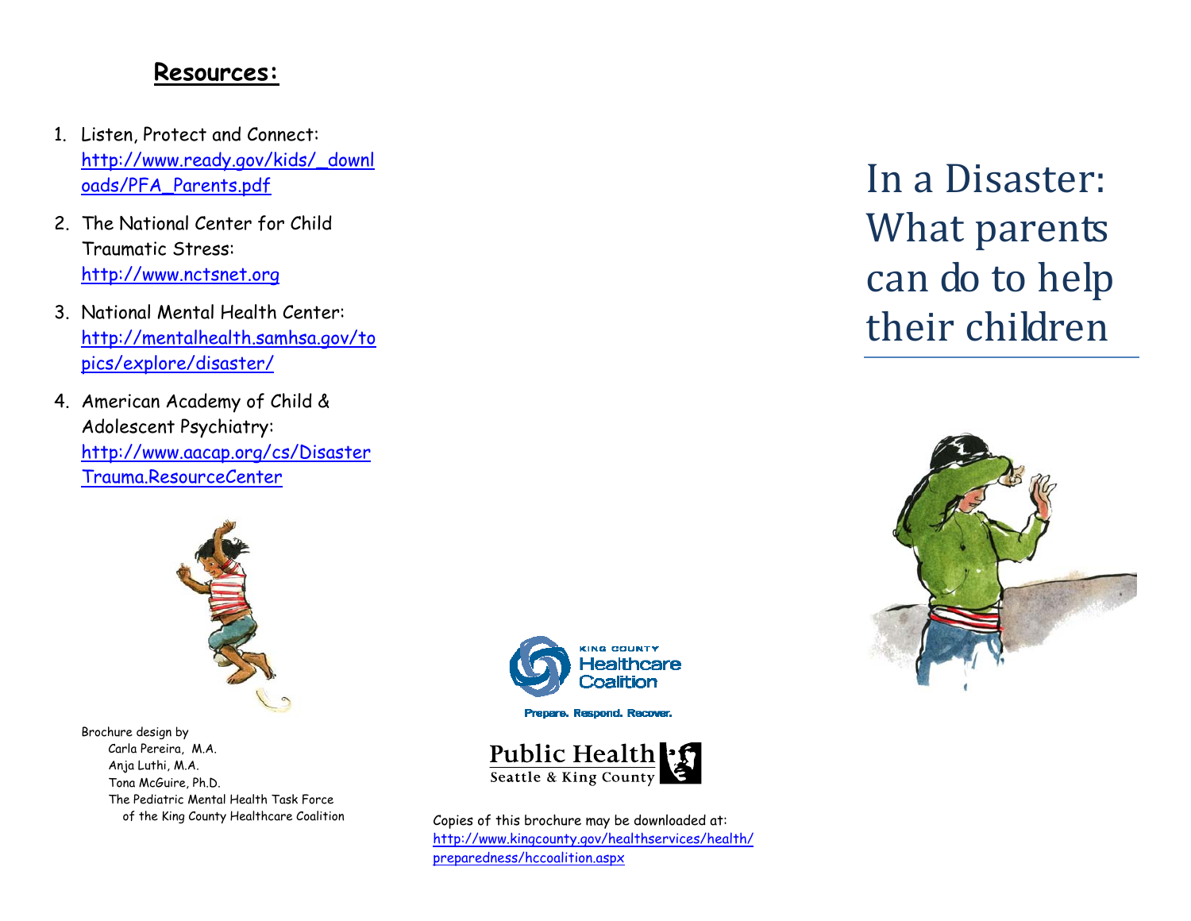## Resources:

1. Listen, Protect and Connect: http://www.ready.gov/kids/_downloads/PFA_Parents.pdf
2. The National Center for Child Traumatic Stress: http://www.nctsnet.org
3. National Mental Health Center: http://mentalhealth.samhsa.gov/topics/explore/disaster/
4. American Academy of Child & Adolescent Psychiatry: http://www.aacap.org/cs/DisasterTrauma.ResourceCenter

Brochure design by
Carla Pereira, M.A.
Anja Luthi, M.A.
Tona McGuire, Ph.D.
The Pediatric Mental Health Task Force of the King County Healthcare Coalition

King County Healthcare Coalition

Prepare. Respond. Recover.

Public Health
Seattle & King County

Copies of this brochure may be downloaded at: http://www.kingcounty.gov/healthservices/health/preparedness/hccoalition.aspx

# In a Disaster: What parents can do to help their children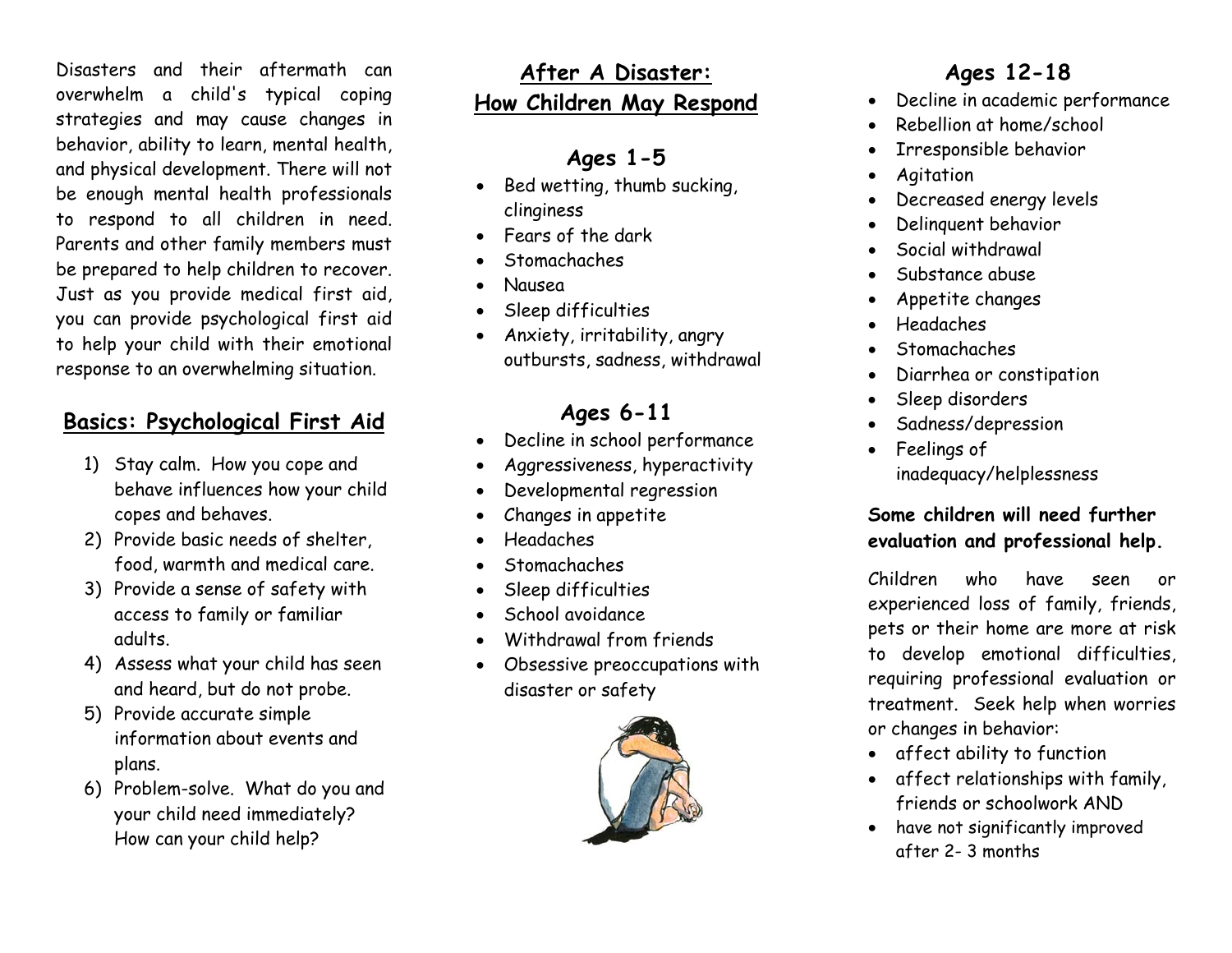Disasters and their aftermath can overwhelm a child's typical coping strategies and may cause changes in behavior, ability to learn, mental health, and physical development. There will not be enough mental health professionals to respond to all children in need. Parents and other family members must be prepared to help children to recover. Just as you provide medical first aid, you can provide psychological first aid to help your child with their emotional response to an overwhelming situation.

## Basics: Psychological First Aid

1) Stay calm. How you cope and behave influences how your child copes and behaves.
2) Provide basic needs of shelter, food, warmth and medical care.
3) Provide a sense of safety with access to family or familiar adults.
4) Assess what your child has seen and heard, but do not probe.
5) Provide accurate simple information about events and plans.
6) Problem-solve. What do you and your child need immediately? How can your child help?

## After A Disaster: How Children May Respond

### Ages 1-5

- Bed wetting, thumb sucking, clinginess
- Fears of the dark
- Stomachaches
- Nausea
- Sleep difficulties
- Anxiety, irritability, angry outbursts, sadness, withdrawal

### Ages 6-11

- Decline in school performance
- Aggressiveness, hyperactivity
- Developmental regression
- Changes in appetite
- Headaches
- Stomachaches
- Sleep difficulties
- School avoidance
- Withdrawal from friends
- Obsessive preoccupations with disaster or safety

### Ages 12-18

- Decline in academic performance
- Rebellion at home/school
- Irresponsible behavior
- Agitation
- Decreased energy levels
- Delinquent behavior
- Social withdrawal
- Substance abuse
- Appetite changes
- Headaches
- Stomachaches
- Diarrhea or constipation
- Sleep disorders
- Sadness/depression
- Feelings of inadequacy/helplessness

**Some children will need further evaluation and professional help.**

Children who have seen or experienced loss of family, friends, pets or their home are more at risk to develop emotional difficulties, requiring professional evaluation or treatment. Seek help when worries or changes in behavior:

- affect ability to function
- affect relationships with family, friends or schoolwork AND
- have not significantly improved after 2- 3 months